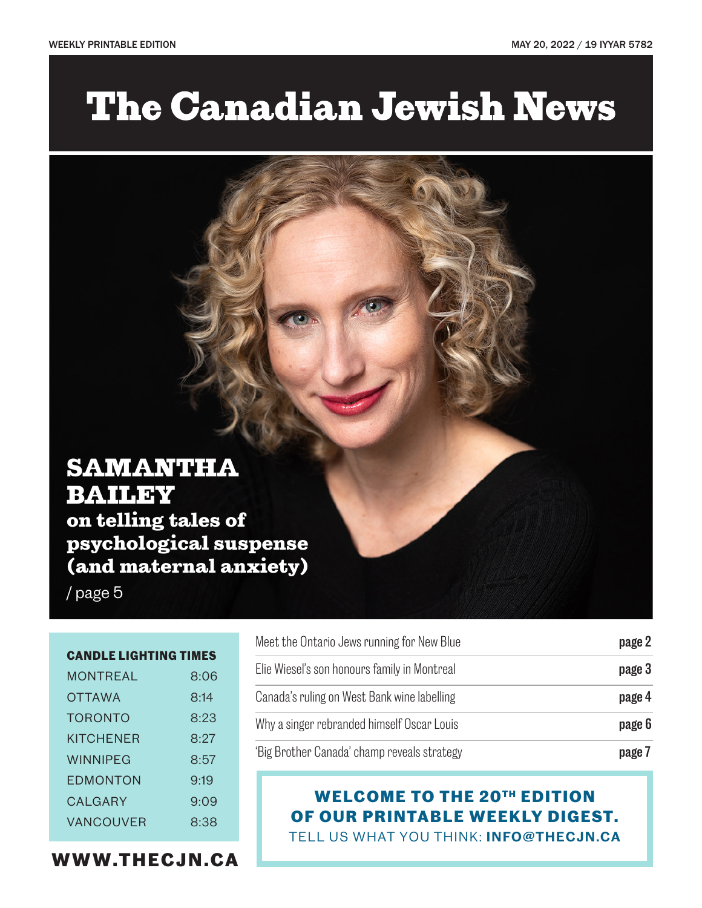WEEKLY PRINTABLE EDITION

MAY 20, 2022 / 19 IYYAR 5782

# The Canadian Jewish News

## SAMANTHA BAILEY

### on telling tales of psychological suspense (and maternal anxiety)

/ page 5

| CANDLE LIGHTING TIMES | |
|---|---|
| MONTREAL | 8:06 |
| OTTAWA | 8:14 |
| TORONTO | 8:23 |
| KITCHENER | 8:27 |
| WINNIPEG | 8:57 |
| EDMONTON | 9:19 |
| CALGARY | 9:09 |
| VANCOUVER | 8:38 |

**WWW.THECJN.CA**

| | |
|---|---|
| Meet the Ontario Jews running for New Blue | **page 2** |
| Elie Wiesel's son honours family in Montreal | **page 3** |
| Canada's ruling on West Bank wine labelling | **page 4** |
| Why a singer rebranded himself Oscar Louis | **page 6** |
| 'Big Brother Canada' champ reveals strategy | **page 7** |

**WELCOME TO THE 20TH EDITION OF OUR PRINTABLE WEEKLY DIGEST.**

TELL US WHAT YOU THINK: **INFO@THECJN.CA**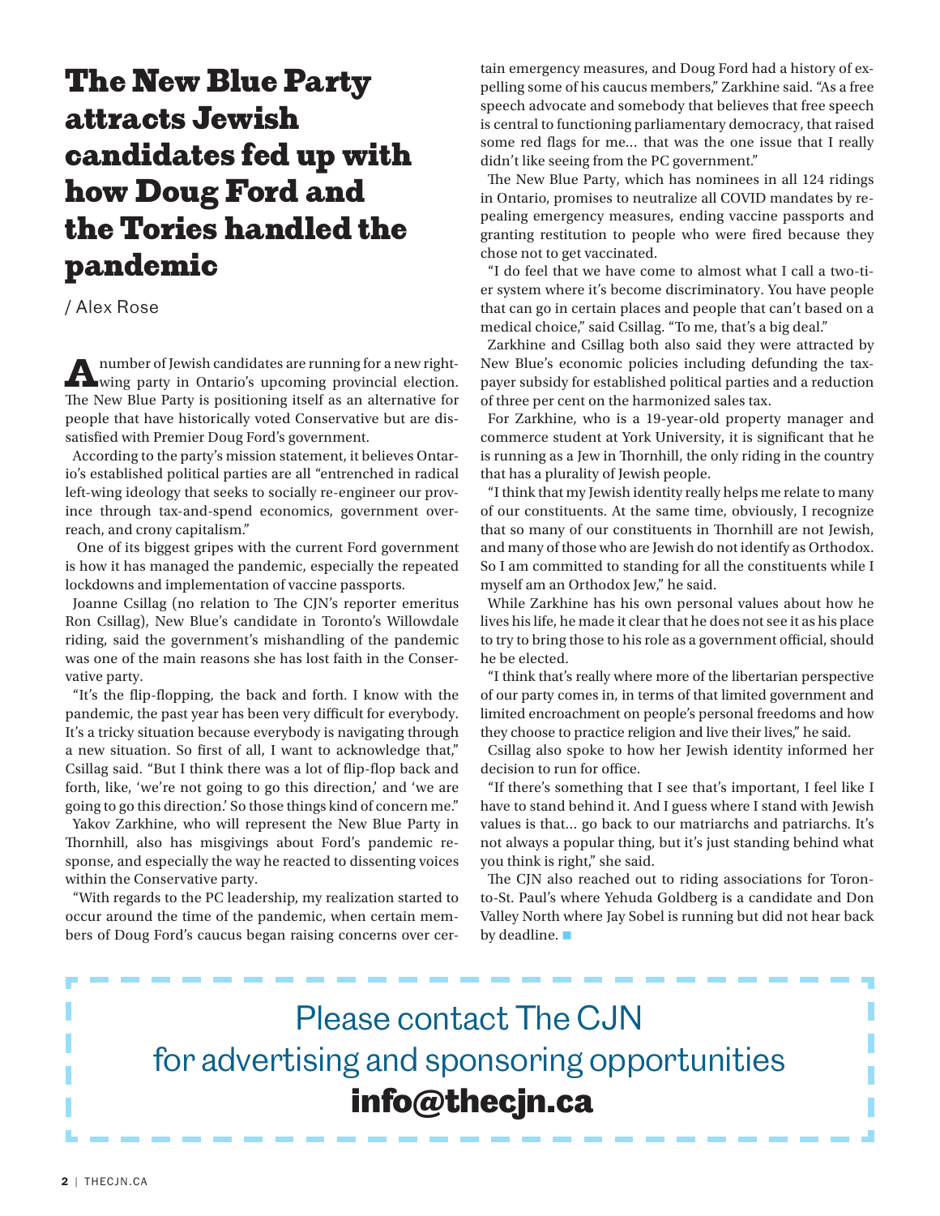# The New Blue Party attracts Jewish candidates fed up with how Doug Ford and the Tories handled the pandemic

/ Alex Rose

A number of Jewish candidates are running for a new right-wing party in Ontario's upcoming provincial election. The New Blue Party is positioning itself as an alternative for people that have historically voted Conservative but are dissatisfied with Premier Doug Ford's government.

According to the party's mission statement, it believes Ontario's established political parties are all "entrenched in radical left-wing ideology that seeks to socially re-engineer our province through tax-and-spend economics, government overreach, and crony capitalism."

One of its biggest gripes with the current Ford government is how it has managed the pandemic, especially the repeated lockdowns and implementation of vaccine passports.

Joanne Csillag (no relation to The CJN's reporter emeritus Ron Csillag), New Blue's candidate in Toronto's Willowdale riding, said the government's mishandling of the pandemic was one of the main reasons she has lost faith in the Conservative party.

"It's the flip-flopping, the back and forth. I know with the pandemic, the past year has been very difficult for everybody. It's a tricky situation because everybody is navigating through a new situation. So first of all, I want to acknowledge that," Csillag said. "But I think there was a lot of flip-flop back and forth, like, 'we're not going to go this direction,' and 'we are going to go this direction.' So those things kind of concern me."

Yakov Zarkhine, who will represent the New Blue Party in Thornhill, also has misgivings about Ford's pandemic response, and especially the way he reacted to dissenting voices within the Conservative party.

"With regards to the PC leadership, my realization started to occur around the time of the pandemic, when certain members of Doug Ford's caucus began raising concerns over certain emergency measures, and Doug Ford had a history of expelling some of his caucus members," Zarkhine said. "As a free speech advocate and somebody that believes that free speech is central to functioning parliamentary democracy, that raised some red flags for me... that was the one issue that I really didn't like seeing from the PC government."

The New Blue Party, which has nominees in all 124 ridings in Ontario, promises to neutralize all COVID mandates by repealing emergency measures, ending vaccine passports and granting restitution to people who were fired because they chose not to get vaccinated.

"I do feel that we have come to almost what I call a two-tier system where it's become discriminatory. You have people that can go in certain places and people that can't based on a medical choice," said Csillag. "To me, that's a big deal."

Zarkhine and Csillag both also said they were attracted by New Blue's economic policies including defunding the taxpayer subsidy for established political parties and a reduction of three per cent on the harmonized sales tax.

For Zarkhine, who is a 19-year-old property manager and commerce student at York University, it is significant that he is running as a Jew in Thornhill, the only riding in the country that has a plurality of Jewish people.

"I think that my Jewish identity really helps me relate to many of our constituents. At the same time, obviously, I recognize that so many of our constituents in Thornhill are not Jewish, and many of those who are Jewish do not identify as Orthodox. So I am committed to standing for all the constituents while I myself am an Orthodox Jew," he said.

While Zarkhine has his own personal values about how he lives his life, he made it clear that he does not see it as his place to try to bring those to his role as a government official, should he be elected.

"I think that's really where more of the libertarian perspective of our party comes in, in terms of that limited government and limited encroachment on people's personal freedoms and how they choose to practice religion and live their lives," he said.

Csillag also spoke to how her Jewish identity informed her decision to run for office.

"If there's something that I see that's important, I feel like I have to stand behind it. And I guess where I stand with Jewish values is that... go back to our matriarchs and patriarchs. It's not always a popular thing, but it's just standing behind what you think is right," she said.

The CJN also reached out to riding associations for Toronto-St. Paul's where Yehuda Goldberg is a candidate and Don Valley North where Jay Sobel is running but did not hear back by deadline. ■

Please contact The CJN
for advertising and sponsoring opportunities
**info@thecjn.ca**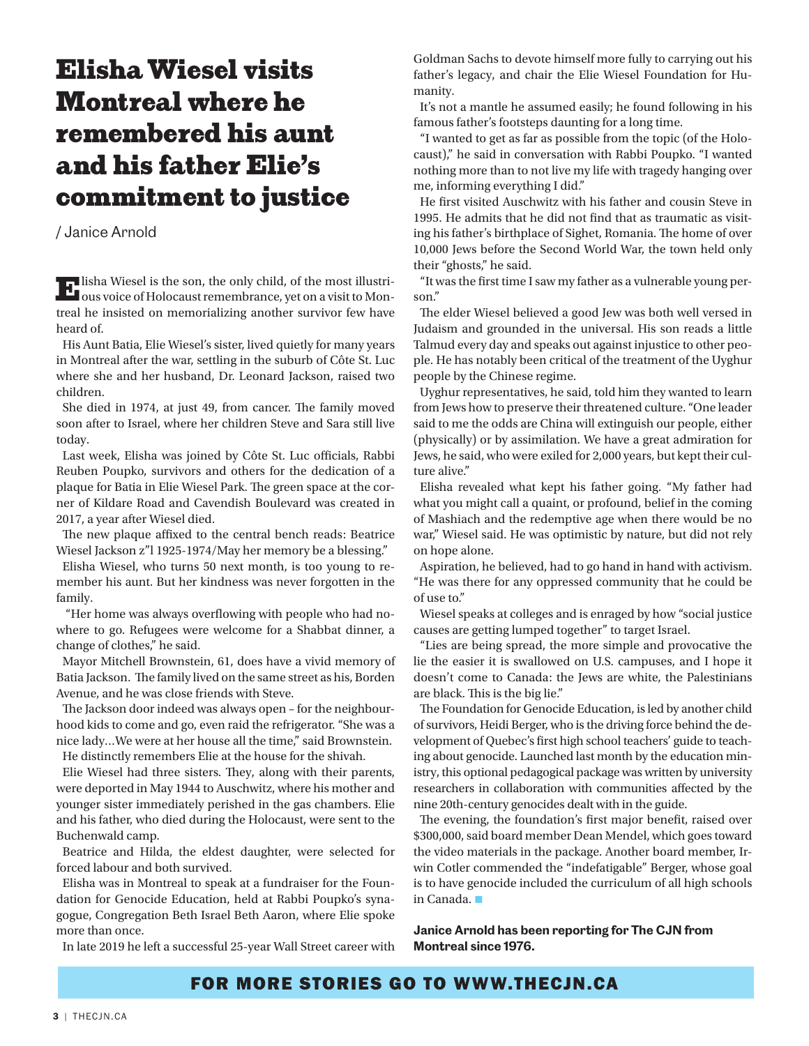# Elisha Wiesel visits Montreal where he remembered his aunt and his father Elie's commitment to justice

/ Janice Arnold

Elisha Wiesel is the son, the only child, of the most illustrious voice of Holocaust remembrance, yet on a visit to Montreal he insisted on memorializing another survivor few have heard of.

His Aunt Batia, Elie Wiesel's sister, lived quietly for many years in Montreal after the war, settling in the suburb of Côte St. Luc where she and her husband, Dr. Leonard Jackson, raised two children.

She died in 1974, at just 49, from cancer. The family moved soon after to Israel, where her children Steve and Sara still live today.

Last week, Elisha was joined by Côte St. Luc officials, Rabbi Reuben Poupko, survivors and others for the dedication of a plaque for Batia in Elie Wiesel Park. The green space at the corner of Kildare Road and Cavendish Boulevard was created in 2017, a year after Wiesel died.

The new plaque affixed to the central bench reads: Beatrice Wiesel Jackson z"l 1925-1974/May her memory be a blessing."

Elisha Wiesel, who turns 50 next month, is too young to remember his aunt. But her kindness was never forgotten in the family.

"Her home was always overflowing with people who had nowhere to go. Refugees were welcome for a Shabbat dinner, a change of clothes," he said.

Mayor Mitchell Brownstein, 61, does have a vivid memory of Batia Jackson. The family lived on the same street as his, Borden Avenue, and he was close friends with Steve.

The Jackson door indeed was always open – for the neighbourhood kids to come and go, even raid the refrigerator. "She was a nice lady…We were at her house all the time," said Brownstein.

He distinctly remembers Elie at the house for the shivah.

Elie Wiesel had three sisters. They, along with their parents, were deported in May 1944 to Auschwitz, where his mother and younger sister immediately perished in the gas chambers. Elie and his father, who died during the Holocaust, were sent to the Buchenwald camp.

Beatrice and Hilda, the eldest daughter, were selected for forced labour and both survived.

Elisha was in Montreal to speak at a fundraiser for the Foundation for Genocide Education, held at Rabbi Poupko's synagogue, Congregation Beth Israel Beth Aaron, where Elie spoke more than once.

In late 2019 he left a successful 25-year Wall Street career with Goldman Sachs to devote himself more fully to carrying out his father's legacy, and chair the Elie Wiesel Foundation for Humanity.

It's not a mantle he assumed easily; he found following in his famous father's footsteps daunting for a long time.

"I wanted to get as far as possible from the topic (of the Holocaust)," he said in conversation with Rabbi Poupko. "I wanted nothing more than to not live my life with tragedy hanging over me, informing everything I did."

He first visited Auschwitz with his father and cousin Steve in 1995. He admits that he did not find that as traumatic as visiting his father's birthplace of Sighet, Romania. The home of over 10,000 Jews before the Second World War, the town held only their "ghosts," he said.

"It was the first time I saw my father as a vulnerable young person."

The elder Wiesel believed a good Jew was both well versed in Judaism and grounded in the universal. His son reads a little Talmud every day and speaks out against injustice to other people. He has notably been critical of the treatment of the Uyghur people by the Chinese regime.

Uyghur representatives, he said, told him they wanted to learn from Jews how to preserve their threatened culture. "One leader said to me the odds are China will extinguish our people, either (physically) or by assimilation. We have a great admiration for Jews, he said, who were exiled for 2,000 years, but kept their culture alive."

Elisha revealed what kept his father going. "My father had what you might call a quaint, or profound, belief in the coming of Mashiach and the redemptive age when there would be no war," Wiesel said. He was optimistic by nature, but did not rely on hope alone.

Aspiration, he believed, had to go hand in hand with activism. "He was there for any oppressed community that he could be of use to."

Wiesel speaks at colleges and is enraged by how "social justice causes are getting lumped together" to target Israel.

"Lies are being spread, the more simple and provocative the lie the easier it is swallowed on U.S. campuses, and I hope it doesn't come to Canada: the Jews are white, the Palestinians are black. This is the big lie."

The Foundation for Genocide Education, is led by another child of survivors, Heidi Berger, who is the driving force behind the development of Quebec's first high school teachers' guide to teaching about genocide. Launched last month by the education ministry, this optional pedagogical package was written by university researchers in collaboration with communities affected by the nine 20th-century genocides dealt with in the guide.

The evening, the foundation's first major benefit, raised over $300,000, said board member Dean Mendel, which goes toward the video materials in the package. Another board member, Irwin Cotler commended the "indefatigable" Berger, whose goal is to have genocide included the curriculum of all high schools in Canada. ■

**Janice Arnold has been reporting for The CJN from Montreal since 1976.**

**FOR MORE STORIES GO TO WWW.THECJN.CA**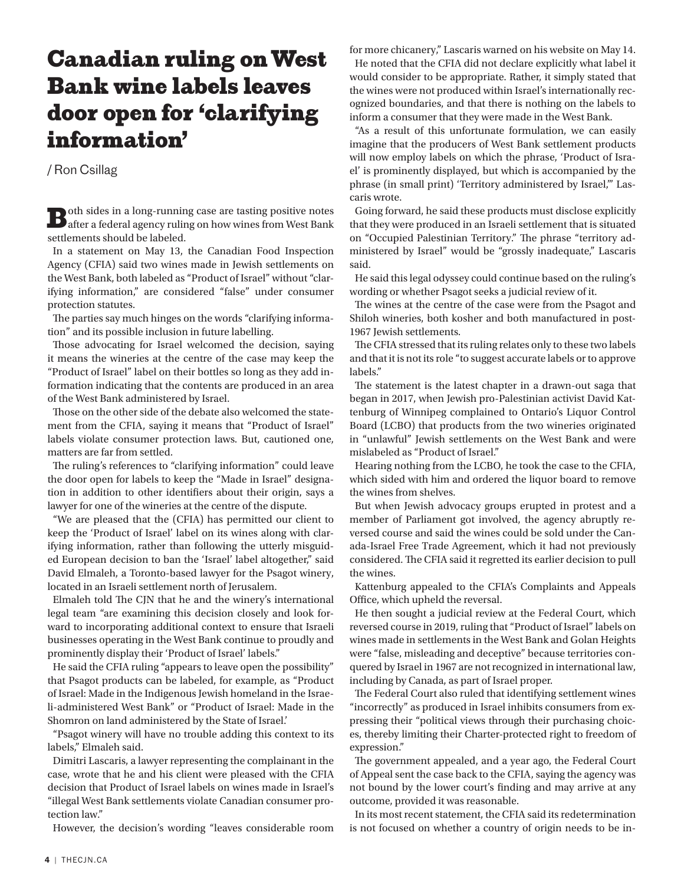# Canadian ruling on West Bank wine labels leaves door open for 'clarifying information'

/ Ron Csillag

Both sides in a long-running case are tasting positive notes after a federal agency ruling on how wines from West Bank settlements should be labeled.

In a statement on May 13, the Canadian Food Inspection Agency (CFIA) said two wines made in Jewish settlements on the West Bank, both labeled as "Product of Israel" without "clarifying information," are considered "false" under consumer protection statutes.

The parties say much hinges on the words "clarifying information" and its possible inclusion in future labelling.

Those advocating for Israel welcomed the decision, saying it means the wineries at the centre of the case may keep the "Product of Israel" label on their bottles so long as they add information indicating that the contents are produced in an area of the West Bank administered by Israel.

Those on the other side of the debate also welcomed the statement from the CFIA, saying it means that "Product of Israel" labels violate consumer protection laws. But, cautioned one, matters are far from settled.

The ruling's references to "clarifying information" could leave the door open for labels to keep the "Made in Israel" designation in addition to other identifiers about their origin, says a lawyer for one of the wineries at the centre of the dispute.

"We are pleased that the (CFIA) has permitted our client to keep the 'Product of Israel' label on its wines along with clarifying information, rather than following the utterly misguided European decision to ban the 'Israel' label altogether," said David Elmaleh, a Toronto-based lawyer for the Psagot winery, located in an Israeli settlement north of Jerusalem.

Elmaleh told The CJN that he and the winery's international legal team "are examining this decision closely and look forward to incorporating additional context to ensure that Israeli businesses operating in the West Bank continue to proudly and prominently display their 'Product of Israel' labels."

He said the CFIA ruling "appears to leave open the possibility" that Psagot products can be labeled, for example, as "Product of Israel: Made in the Indigenous Jewish homeland in the Israeli-administered West Bank" or "Product of Israel: Made in the Shomron on land administered by the State of Israel.'

"Psagot winery will have no trouble adding this context to its labels," Elmaleh said.

Dimitri Lascaris, a lawyer representing the complainant in the case, wrote that he and his client were pleased with the CFIA decision that Product of Israel labels on wines made in Israel's "illegal West Bank settlements violate Canadian consumer protection law."

However, the decision's wording "leaves considerable room for more chicanery," Lascaris warned on his website on May 14.

He noted that the CFIA did not declare explicitly what label it would consider to be appropriate. Rather, it simply stated that the wines were not produced within Israel's internationally recognized boundaries, and that there is nothing on the labels to inform a consumer that they were made in the West Bank.

"As a result of this unfortunate formulation, we can easily imagine that the producers of West Bank settlement products will now employ labels on which the phrase, 'Product of Israel' is prominently displayed, but which is accompanied by the phrase (in small print) 'Territory administered by Israel,'" Lascaris wrote.

Going forward, he said these products must disclose explicitly that they were produced in an Israeli settlement that is situated on "Occupied Palestinian Territory." The phrase "territory administered by Israel" would be "grossly inadequate," Lascaris said.

He said this legal odyssey could continue based on the ruling's wording or whether Psagot seeks a judicial review of it.

The wines at the centre of the case were from the Psagot and Shiloh wineries, both kosher and both manufactured in post-1967 Jewish settlements.

The CFIA stressed that its ruling relates only to these two labels and that it is not its role "to suggest accurate labels or to approve labels."

The statement is the latest chapter in a drawn-out saga that began in 2017, when Jewish pro-Palestinian activist David Kattenburg of Winnipeg complained to Ontario's Liquor Control Board (LCBO) that products from the two wineries originated in "unlawful" Jewish settlements on the West Bank and were mislabeled as "Product of Israel."

Hearing nothing from the LCBO, he took the case to the CFIA, which sided with him and ordered the liquor board to remove the wines from shelves.

But when Jewish advocacy groups erupted in protest and a member of Parliament got involved, the agency abruptly reversed course and said the wines could be sold under the Canada-Israel Free Trade Agreement, which it had not previously considered. The CFIA said it regretted its earlier decision to pull the wines.

Kattenburg appealed to the CFIA's Complaints and Appeals Office, which upheld the reversal.

He then sought a judicial review at the Federal Court, which reversed course in 2019, ruling that "Product of Israel" labels on wines made in settlements in the West Bank and Golan Heights were "false, misleading and deceptive" because territories conquered by Israel in 1967 are not recognized in international law, including by Canada, as part of Israel proper.

The Federal Court also ruled that identifying settlement wines "incorrectly" as produced in Israel inhibits consumers from expressing their "political views through their purchasing choices, thereby limiting their Charter-protected right to freedom of expression."

The government appealed, and a year ago, the Federal Court of Appeal sent the case back to the CFIA, saying the agency was not bound by the lower court's finding and may arrive at any outcome, provided it was reasonable.

In its most recent statement, the CFIA said its redetermination is not focused on whether a country of origin needs to be in-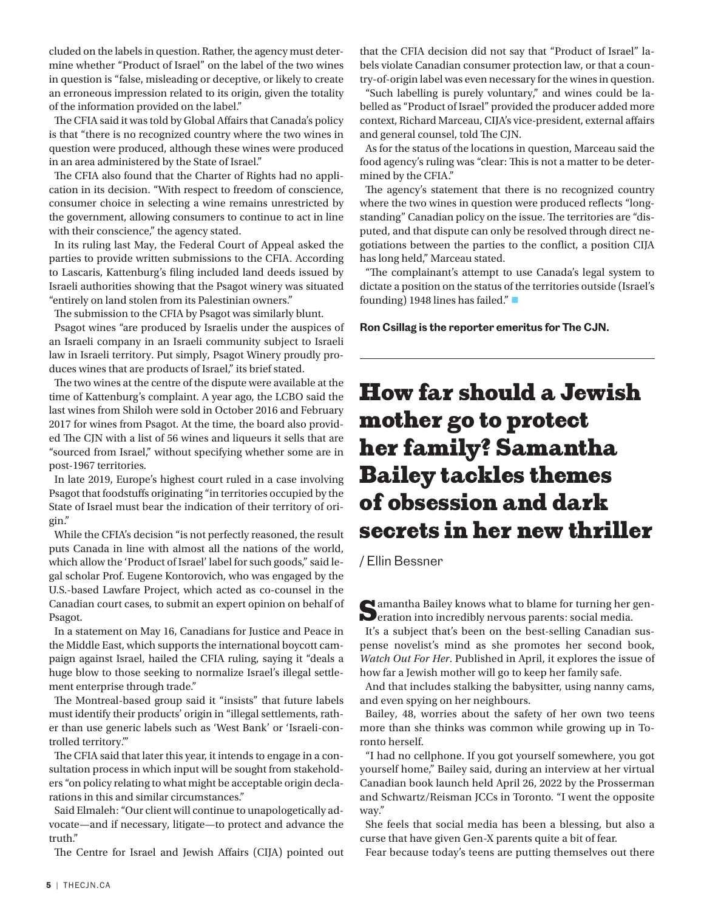cluded on the labels in question. Rather, the agency must determine whether "Product of Israel" on the label of the two wines in question is "false, misleading or deceptive, or likely to create an erroneous impression related to its origin, given the totality of the information provided on the label."

The CFIA said it was told by Global Affairs that Canada's policy is that "there is no recognized country where the two wines in question were produced, although these wines were produced in an area administered by the State of Israel."

The CFIA also found that the Charter of Rights had no application in its decision. "With respect to freedom of conscience, consumer choice in selecting a wine remains unrestricted by the government, allowing consumers to continue to act in line with their conscience," the agency stated.

In its ruling last May, the Federal Court of Appeal asked the parties to provide written submissions to the CFIA. According to Lascaris, Kattenburg's filing included land deeds issued by Israeli authorities showing that the Psagot winery was situated "entirely on land stolen from its Palestinian owners."

The submission to the CFIA by Psagot was similarly blunt.

Psagot wines "are produced by Israelis under the auspices of an Israeli company in an Israeli community subject to Israeli law in Israeli territory. Put simply, Psagot Winery proudly produces wines that are products of Israel," its brief stated.

The two wines at the centre of the dispute were available at the time of Kattenburg's complaint. A year ago, the LCBO said the last wines from Shiloh were sold in October 2016 and February 2017 for wines from Psagot. At the time, the board also provided The CJN with a list of 56 wines and liqueurs it sells that are "sourced from Israel," without specifying whether some are in post-1967 territories.

In late 2019, Europe's highest court ruled in a case involving Psagot that foodstuffs originating "in territories occupied by the State of Israel must bear the indication of their territory of origin."

While the CFIA's decision "is not perfectly reasoned, the result puts Canada in line with almost all the nations of the world, which allow the 'Product of Israel' label for such goods," said legal scholar Prof. Eugene Kontorovich, who was engaged by the U.S.-based Lawfare Project, which acted as co-counsel in the Canadian court cases, to submit an expert opinion on behalf of Psagot.

In a statement on May 16, Canadians for Justice and Peace in the Middle East, which supports the international boycott campaign against Israel, hailed the CFIA ruling, saying it "deals a huge blow to those seeking to normalize Israel's illegal settlement enterprise through trade."

The Montreal-based group said it "insists" that future labels must identify their products' origin in "illegal settlements, rather than use generic labels such as 'West Bank' or 'Israeli-controlled territory.'"

The CFIA said that later this year, it intends to engage in a consultation process in which input will be sought from stakeholders "on policy relating to what might be acceptable origin declarations in this and similar circumstances."

Said Elmaleh: "Our client will continue to unapologetically advocate—and if necessary, litigate—to protect and advance the truth."

The Centre for Israel and Jewish Affairs (CIJA) pointed out that the CFIA decision did not say that "Product of Israel" labels violate Canadian consumer protection law, or that a country-of-origin label was even necessary for the wines in question.

"Such labelling is purely voluntary," and wines could be labelled as "Product of Israel" provided the producer added more context, Richard Marceau, CIJA's vice-president, external affairs and general counsel, told The CJN.

As for the status of the locations in question, Marceau said the food agency's ruling was "clear: This is not a matter to be determined by the CFIA."

The agency's statement that there is no recognized country where the two wines in question were produced reflects "longstanding" Canadian policy on the issue. The territories are "disputed, and that dispute can only be resolved through direct negotiations between the parties to the conflict, a position CIJA has long held," Marceau stated.

"The complainant's attempt to use Canada's legal system to dictate a position on the status of the territories outside (Israel's founding) 1948 lines has failed."

**Ron Csillag is the reporter emeritus for The CJN.**

---

# How far should a Jewish mother go to protect her family? Samantha Bailey tackles themes of obsession and dark secrets in her new thriller

/ Ellin Bessner

Samantha Bailey knows what to blame for turning her generation into incredibly nervous parents: social media.

It's a subject that's been on the best-selling Canadian suspense novelist's mind as she promotes her second book, *Watch Out For Her*. Published in April, it explores the issue of how far a Jewish mother will go to keep her family safe.

And that includes stalking the babysitter, using nanny cams, and even spying on her neighbours.

Bailey, 48, worries about the safety of her own two teens more than she thinks was common while growing up in Toronto herself.

"I had no cellphone. If you got yourself somewhere, you got yourself home," Bailey said, during an interview at her virtual Canadian book launch held April 26, 2022 by the Prosserman and Schwartz/Reisman JCCs in Toronto. "I went the opposite way."

She feels that social media has been a blessing, but also a curse that have given Gen-X parents quite a bit of fear.

Fear because today's teens are putting themselves out there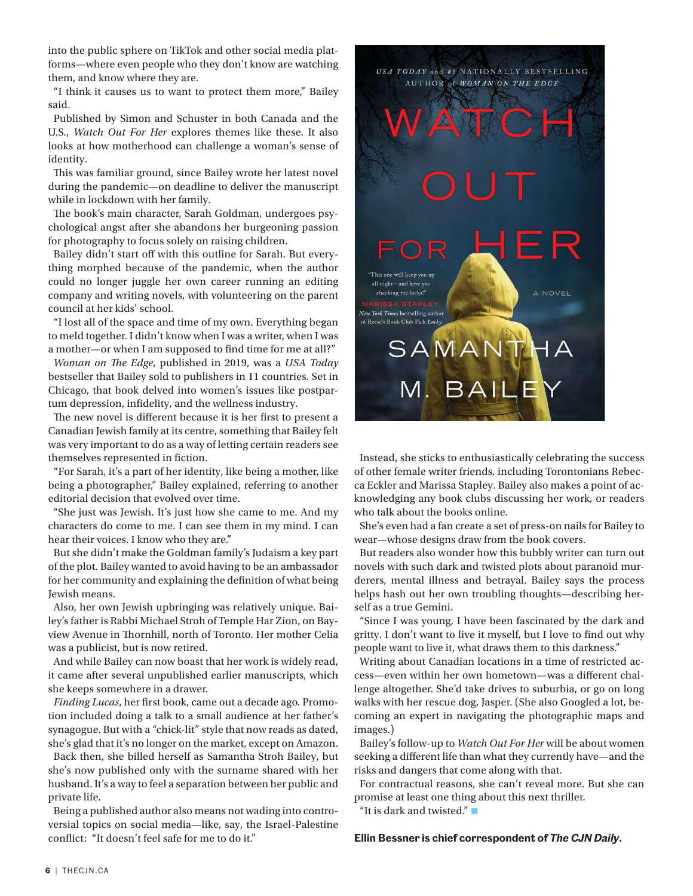into the public sphere on TikTok and other social media platforms—where even people who they don't know are watching them, and know where they are.

"I think it causes us to want to protect them more," Bailey said.

Published by Simon and Schuster in both Canada and the U.S., *Watch Out For Her* explores themes like these. It also looks at how motherhood can challenge a woman's sense of identity.

This was familiar ground, since Bailey wrote her latest novel during the pandemic—on deadline to deliver the manuscript while in lockdown with her family.

The book's main character, Sarah Goldman, undergoes psychological angst after she abandons her burgeoning passion for photography to focus solely on raising children.

Bailey didn't start off with this outline for Sarah. But everything morphed because of the pandemic, when the author could no longer juggle her own career running an editing company and writing novels, with volunteering on the parent council at her kids' school.

"I lost all of the space and time of my own. Everything began to meld together. I didn't know when I was a writer, when I was a mother—or when I am supposed to find time for me at all?"

*Woman on The Edge*, published in 2019, was a *USA Today* bestseller that Bailey sold to publishers in 11 countries. Set in Chicago, that book delved into women's issues like postpartum depression, infidelity, and the wellness industry.

The new novel is different because it is her first to present a Canadian Jewish family at its centre, something that Bailey felt was very important to do as a way of letting certain readers see themselves represented in fiction.

"For Sarah, it's a part of her identity, like being a mother, like being a photographer," Bailey explained, referring to another editorial decision that evolved over time.

"She just was Jewish. It's just how she came to me. And my characters do come to me. I can see them in my mind. I can hear their voices. I know who they are."

But she didn't make the Goldman family's Judaism a key part of the plot. Bailey wanted to avoid having to be an ambassador for her community and explaining the definition of what being Jewish means.

Also, her own Jewish upbringing was relatively unique. Bailey's father is Rabbi Michael Stroh of Temple Har Zion, on Bayview Avenue in Thornhill, north of Toronto. Her mother Celia was a publicist, but is now retired.

And while Bailey can now boast that her work is widely read, it came after several unpublished earlier manuscripts, which she keeps somewhere in a drawer.

*Finding Lucas*, her first book, came out a decade ago. Promotion included doing a talk to a small audience at her father's synagogue. But with a "chick-lit" style that now reads as dated, she's glad that it's no longer on the market, except on Amazon.

Back then, she billed herself as Samantha Stroh Bailey, but she's now published only with the surname shared with her husband. It's a way to feel a separation between her public and private life.

Being a published author also means not wading into controversial topics on social media—like, say, the Israel-Palestine conflict: "It doesn't feel safe for me to do it."

USA TODAY and #1 NATIONALLY BESTSELLING AUTHOR of WOMAN ON THE EDGE

WATCH OUT FOR HER

"This one will keep you up all night—and have you checking the locks!"
MARISSA STAPLEY, *New York Times* bestselling author of Reese's Book Club Pick *Lucky*

A NOVEL

SAMANTHA M. BAILEY

Instead, she sticks to enthusiastically celebrating the success of other female writer friends, including Torontonians Rebecca Eckler and Marissa Stapley. Bailey also makes a point of acknowledging any book clubs discussing her work, or readers who talk about the books online.

She's even had a fan create a set of press-on nails for Bailey to wear—whose designs draw from the book covers.

But readers also wonder how this bubbly writer can turn out novels with such dark and twisted plots about paranoid murderers, mental illness and betrayal. Bailey says the process helps hash out her own troubling thoughts—describing herself as a true Gemini.

"Since I was young, I have been fascinated by the dark and gritty. I don't want to live it myself, but I love to find out why people want to live it, what draws them to this darkness."

Writing about Canadian locations in a time of restricted access—even within her own hometown—was a different challenge altogether. She'd take drives to suburbia, or go on long walks with her rescue dog, Jasper. (She also Googled a lot, becoming an expert in navigating the photographic maps and images.)

Bailey's follow-up to *Watch Out For Her* will be about women seeking a different life than what they currently have—and the risks and dangers that come along with that.

For contractual reasons, she can't reveal more. But she can promise at least one thing about this next thriller.

"It is dark and twisted." ■

**Ellin Bessner is chief correspondent of *The CJN Daily*.**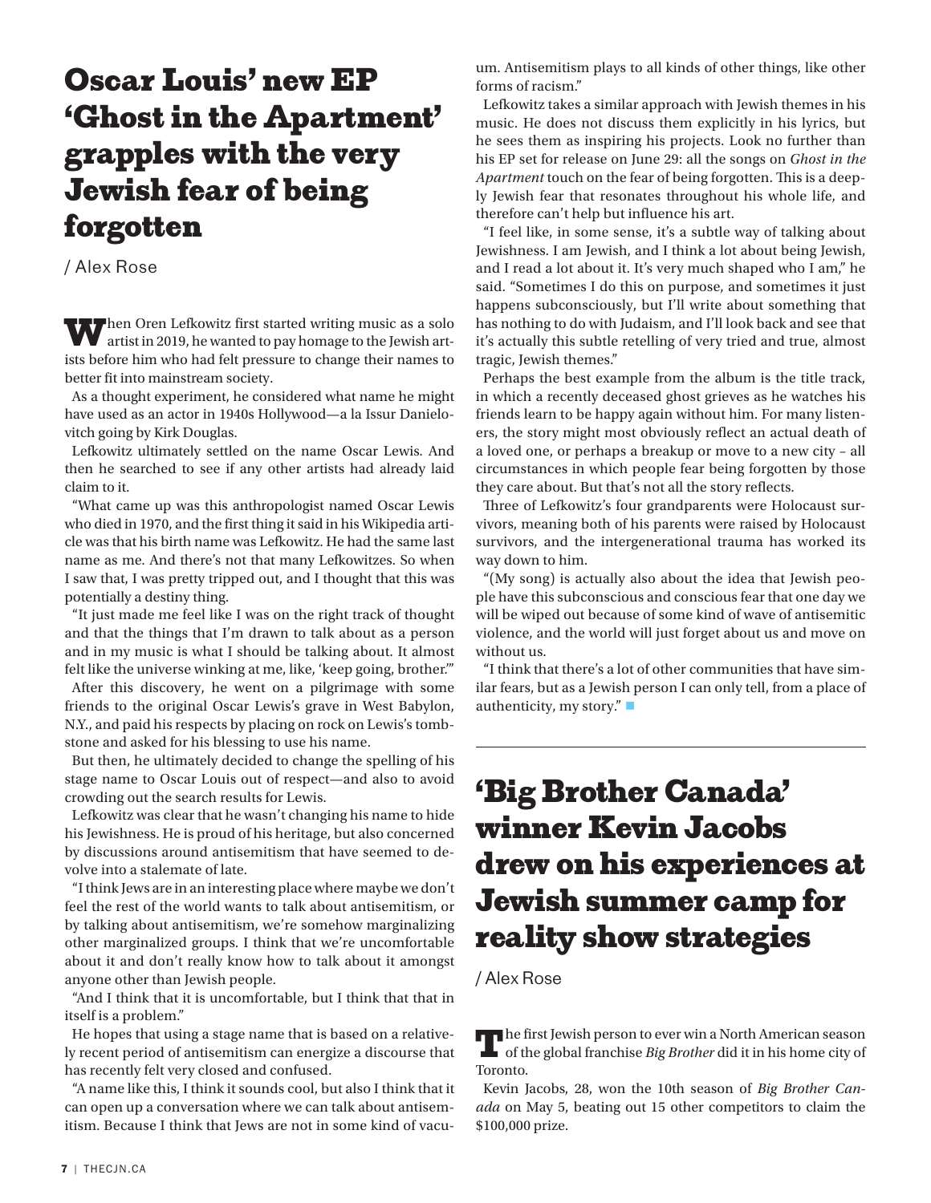# Oscar Louis' new EP 'Ghost in the Apartment' grapples with the very Jewish fear of being forgotten

/ Alex Rose

When Oren Lefkowitz first started writing music as a solo artist in 2019, he wanted to pay homage to the Jewish artists before him who had felt pressure to change their names to better fit into mainstream society.

As a thought experiment, he considered what name he might have used as an actor in 1940s Hollywood—a la Issur Danielovitch going by Kirk Douglas.

Lefkowitz ultimately settled on the name Oscar Lewis. And then he searched to see if any other artists had already laid claim to it.

"What came up was this anthropologist named Oscar Lewis who died in 1970, and the first thing it said in his Wikipedia article was that his birth name was Lefkowitz. He had the same last name as me. And there's not that many Lefkowitzes. So when I saw that, I was pretty tripped out, and I thought that this was potentially a destiny thing.

"It just made me feel like I was on the right track of thought and that the things that I'm drawn to talk about as a person and in my music is what I should be talking about. It almost felt like the universe winking at me, like, 'keep going, brother.'"

After this discovery, he went on a pilgrimage with some friends to the original Oscar Lewis's grave in West Babylon, N.Y., and paid his respects by placing on rock on Lewis's tombstone and asked for his blessing to use his name.

But then, he ultimately decided to change the spelling of his stage name to Oscar Louis out of respect—and also to avoid crowding out the search results for Lewis.

Lefkowitz was clear that he wasn't changing his name to hide his Jewishness. He is proud of his heritage, but also concerned by discussions around antisemitism that have seemed to devolve into a stalemate of late.

"I think Jews are in an interesting place where maybe we don't feel the rest of the world wants to talk about antisemitism, or by talking about antisemitism, we're somehow marginalizing other marginalized groups. I think that we're uncomfortable about it and don't really know how to talk about it amongst anyone other than Jewish people.

"And I think that it is uncomfortable, but I think that that in itself is a problem."

He hopes that using a stage name that is based on a relatively recent period of antisemitism can energize a discourse that has recently felt very closed and confused.

"A name like this, I think it sounds cool, but also I think that it can open up a conversation where we can talk about antisemitism. Because I think that Jews are not in some kind of vacuum. Antisemitism plays to all kinds of other things, like other forms of racism."

Lefkowitz takes a similar approach with Jewish themes in his music. He does not discuss them explicitly in his lyrics, but he sees them as inspiring his projects. Look no further than his EP set for release on June 29: all the songs on *Ghost in the Apartment* touch on the fear of being forgotten. This is a deeply Jewish fear that resonates throughout his whole life, and therefore can't help but influence his art.

"I feel like, in some sense, it's a subtle way of talking about Jewishness. I am Jewish, and I think a lot about being Jewish, and I read a lot about it. It's very much shaped who I am," he said. "Sometimes I do this on purpose, and sometimes it just happens subconsciously, but I'll write about something that has nothing to do with Judaism, and I'll look back and see that it's actually this subtle retelling of very tried and true, almost tragic, Jewish themes."

Perhaps the best example from the album is the title track, in which a recently deceased ghost grieves as he watches his friends learn to be happy again without him. For many listeners, the story might most obviously reflect an actual death of a loved one, or perhaps a breakup or move to a new city – all circumstances in which people fear being forgotten by those they care about. But that's not all the story reflects.

Three of Lefkowitz's four grandparents were Holocaust survivors, meaning both of his parents were raised by Holocaust survivors, and the intergenerational trauma has worked its way down to him.

"(My song) is actually also about the idea that Jewish people have this subconscious and conscious fear that one day we will be wiped out because of some kind of wave of antisemitic violence, and the world will just forget about us and move on without us.

"I think that there's a lot of other communities that have similar fears, but as a Jewish person I can only tell, from a place of authenticity, my story."

# 'Big Brother Canada' winner Kevin Jacobs drew on his experiences at Jewish summer camp for reality show strategies

/ Alex Rose

The first Jewish person to ever win a North American season of the global franchise *Big Brother* did it in his home city of Toronto.

Kevin Jacobs, 28, won the 10th season of *Big Brother Canada* on May 5, beating out 15 other competitors to claim the $100,000 prize.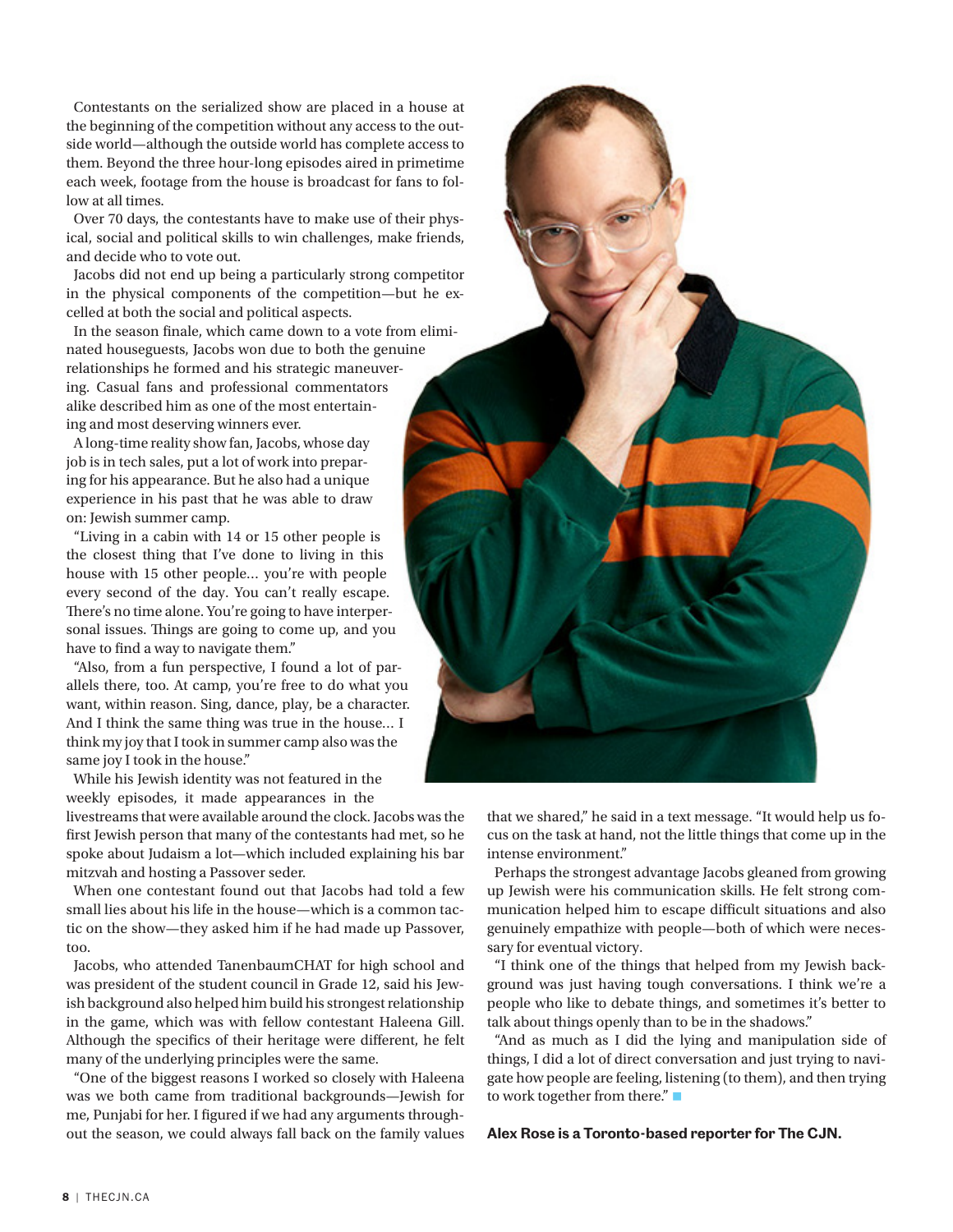Contestants on the serialized show are placed in a house at the beginning of the competition without any access to the outside world—although the outside world has complete access to them. Beyond the three hour-long episodes aired in primetime each week, footage from the house is broadcast for fans to follow at all times.

Over 70 days, the contestants have to make use of their physical, social and political skills to win challenges, make friends, and decide who to vote out.

Jacobs did not end up being a particularly strong competitor in the physical components of the competition—but he excelled at both the social and political aspects.

In the season finale, which came down to a vote from eliminated houseguests, Jacobs won due to both the genuine relationships he formed and his strategic maneuvering. Casual fans and professional commentators alike described him as one of the most entertaining and most deserving winners ever.

A long-time reality show fan, Jacobs, whose day job is in tech sales, put a lot of work into preparing for his appearance. But he also had a unique experience in his past that he was able to draw on: Jewish summer camp.

"Living in a cabin with 14 or 15 other people is the closest thing that I've done to living in this house with 15 other people… you're with people every second of the day. You can't really escape. There's no time alone. You're going to have interpersonal issues. Things are going to come up, and you have to find a way to navigate them."

"Also, from a fun perspective, I found a lot of parallels there, too. At camp, you're free to do what you want, within reason. Sing, dance, play, be a character. And I think the same thing was true in the house… I think my joy that I took in summer camp also was the same joy I took in the house."

While his Jewish identity was not featured in the weekly episodes, it made appearances in the livestreams that were available around the clock. Jacobs was the first Jewish person that many of the contestants had met, so he spoke about Judaism a lot—which included explaining his bar mitzvah and hosting a Passover seder.

When one contestant found out that Jacobs had told a few small lies about his life in the house—which is a common tactic on the show—they asked him if he had made up Passover, too.

Jacobs, who attended TanenbaumCHAT for high school and was president of the student council in Grade 12, said his Jewish background also helped him build his strongest relationship in the game, which was with fellow contestant Haleena Gill. Although the specifics of their heritage were different, he felt many of the underlying principles were the same.

"One of the biggest reasons I worked so closely with Haleena was we both came from traditional backgrounds—Jewish for me, Punjabi for her. I figured if we had any arguments throughout the season, we could always fall back on the family values that we shared," he said in a text message. "It would help us focus on the task at hand, not the little things that come up in the intense environment."

Perhaps the strongest advantage Jacobs gleaned from growing up Jewish were his communication skills. He felt strong communication helped him to escape difficult situations and also genuinely empathize with people—both of which were necessary for eventual victory.

"I think one of the things that helped from my Jewish background was just having tough conversations. I think we're a people who like to debate things, and sometimes it's better to talk about things openly than to be in the shadows."

"And as much as I did the lying and manipulation side of things, I did a lot of direct conversation and just trying to navigate how people are feeling, listening (to them), and then trying to work together from there." ■

**Alex Rose is a Toronto-based reporter for The CJN.**